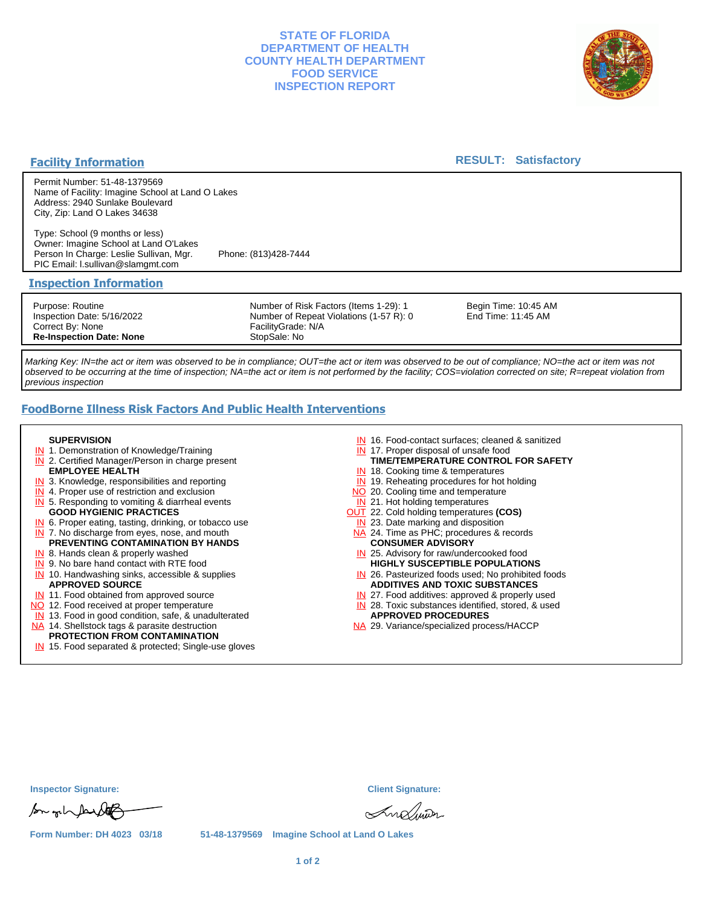# STATE OF FLORIDA
# DEPARTMENT OF HEALTH
# COUNTY HEALTH DEPARTMENT
# FOOD SERVICE
# INSPECTION REPORT

## Facility Information

**RESULT: Satisfactory**

Permit Number: 51-48-1379569
Name of Facility: Imagine School at Land O Lakes
Address: 2940 Sunlake Boulevard
City, Zip: Land O Lakes 34638

Type: School (9 months or less)
Owner: Imagine School at Land O'Lakes
Person In Charge: Leslie Sullivan, Mgr. Phone: (813)428-7444
PIC Email: l.sullivan@slamgmt.com

## Inspection Information

| | | |
|---|---|---|
| Purpose: Routine | Number of Risk Factors (Items 1-29): 1 | Begin Time: 10:45 AM |
| Inspection Date: 5/16/2022 | Number of Repeat Violations (1-57 R): 0 | End Time: 11:45 AM |
| Correct By: None | FacilityGrade: N/A | |
| **Re-Inspection Date: None** | StopSale: No | |

*Marking Key: IN=the act or item was observed to be in compliance; OUT=the act or item was observed to be out of compliance; NO=the act or item was not observed to be occurring at the time of inspection; NA=the act or item is not performed by the facility; COS=violation corrected on site; R=repeat violation from previous inspection*

## FoodBorne Illness Risk Factors And Public Health Interventions

**SUPERVISION**
- IN 1. Demonstration of Knowledge/Training
- IN 2. Certified Manager/Person in charge present

**EMPLOYEE HEALTH**
- IN 3. Knowledge, responsibilities and reporting
- IN 4. Proper use of restriction and exclusion
- IN 5. Responding to vomiting & diarrheal events

**GOOD HYGIENIC PRACTICES**
- IN 6. Proper eating, tasting, drinking, or tobacco use
- IN 7. No discharge from eyes, nose, and mouth

**PREVENTING CONTAMINATION BY HANDS**
- IN 8. Hands clean & properly washed
- IN 9. No bare hand contact with RTE food
- IN 10. Handwashing sinks, accessible & supplies

**APPROVED SOURCE**
- IN 11. Food obtained from approved source
- NO 12. Food received at proper temperature
- IN 13. Food in good condition, safe, & unadulterated
- NA 14. Shellstock tags & parasite destruction

**PROTECTION FROM CONTAMINATION**
- IN 15. Food separated & protected; Single-use gloves
- IN 16. Food-contact surfaces; cleaned & sanitized
- IN 17. Proper disposal of unsafe food

**TIME/TEMPERATURE CONTROL FOR SAFETY**
- IN 18. Cooking time & temperatures
- IN 19. Reheating procedures for hot holding
- NO 20. Cooling time and temperature
- IN 21. Hot holding temperatures
- OUT 22. Cold holding temperatures **(COS)**
- IN 23. Date marking and disposition
- NA 24. Time as PHC; procedures & records

**CONSUMER ADVISORY**
- IN 25. Advisory for raw/undercooked food

**HIGHLY SUSCEPTIBLE POPULATIONS**
- IN 26. Pasteurized foods used; No prohibited foods

**ADDITIVES AND TOXIC SUBSTANCES**
- IN 27. Food additives: approved & properly used
- IN 28. Toxic substances identified, stored, & used

**APPROVED PROCEDURES**
- NA 29. Variance/specialized process/HACCP

**Inspector Signature:** **Client Signature:**

Form Number: DH 4023 03/18 51-48-1379569 Imagine School at Land O Lakes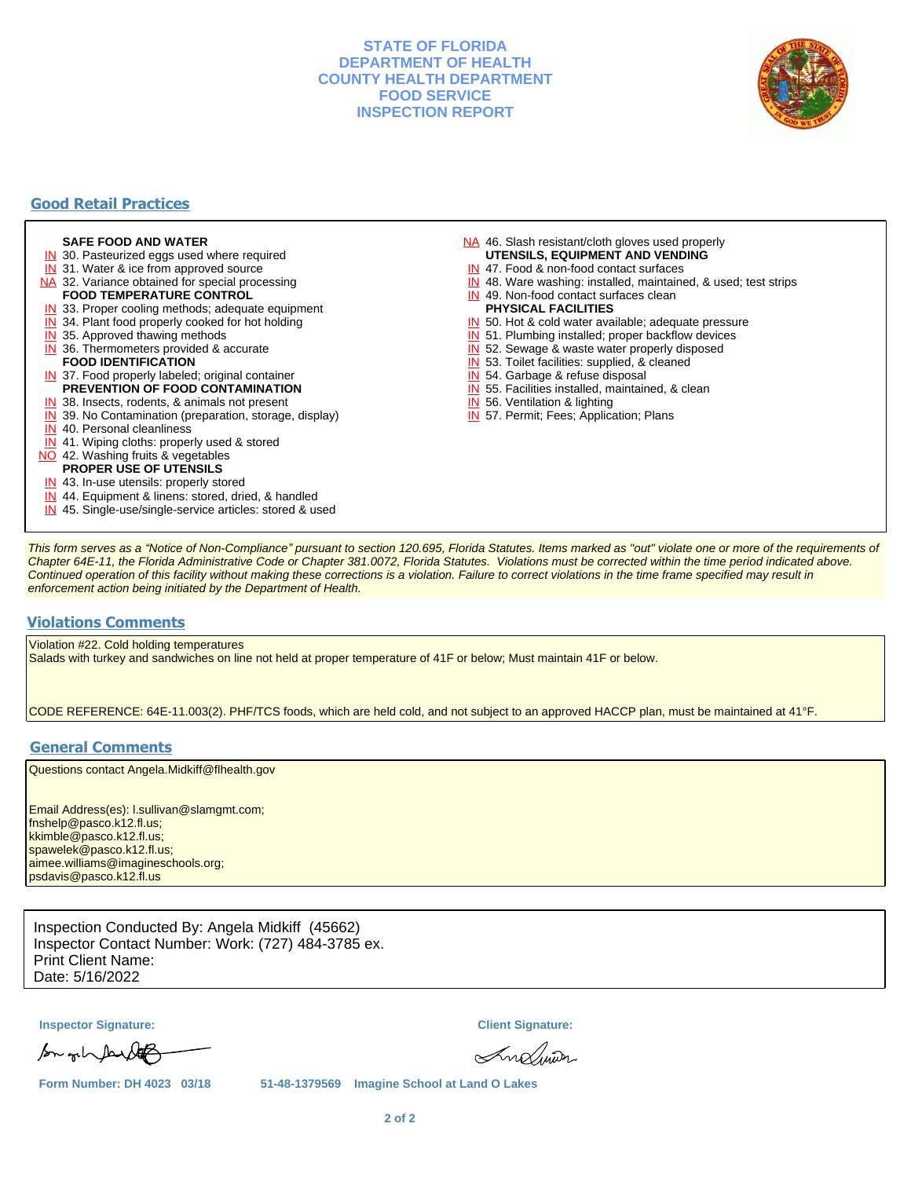STATE OF FLORIDA
DEPARTMENT OF HEALTH
COUNTY HEALTH DEPARTMENT
FOOD SERVICE
INSPECTION REPORT

## Good Retail Practices

**SAFE FOOD AND WATER**

- IN 30. Pasteurized eggs used where required
- IN 31. Water & ice from approved source
- NA 32. Variance obtained for special processing

**FOOD TEMPERATURE CONTROL**

- IN 33. Proper cooling methods; adequate equipment
- IN 34. Plant food properly cooked for hot holding
- IN 35. Approved thawing methods
- IN 36. Thermometers provided & accurate

**FOOD IDENTIFICATION**

- IN 37. Food properly labeled; original container

**PREVENTION OF FOOD CONTAMINATION**

- IN 38. Insects, rodents, & animals not present
- IN 39. No Contamination (preparation, storage, display)
- IN 40. Personal cleanliness
- IN 41. Wiping cloths: properly used & stored
- NO 42. Washing fruits & vegetables

**PROPER USE OF UTENSILS**

- IN 43. In-use utensils: properly stored
- IN 44. Equipment & linens: stored, dried, & handled
- IN 45. Single-use/single-service articles: stored & used
- NA 46. Slash resistant/cloth gloves used properly

**UTENSILS, EQUIPMENT AND VENDING**

- IN 47. Food & non-food contact surfaces
- IN 48. Ware washing: installed, maintained, & used; test strips
- IN 49. Non-food contact surfaces clean

**PHYSICAL FACILITIES**

- IN 50. Hot & cold water available; adequate pressure
- IN 51. Plumbing installed; proper backflow devices
- IN 52. Sewage & waste water properly disposed
- IN 53. Toilet facilities: supplied, & cleaned
- IN 54. Garbage & refuse disposal
- IN 55. Facilities installed, maintained, & clean
- IN 56. Ventilation & lighting
- IN 57. Permit; Fees; Application; Plans

*This form serves as a "Notice of Non-Compliance" pursuant to section 120.695, Florida Statutes. Items marked as "out" violate one or more of the requirements of Chapter 64E-11, the Florida Administrative Code or Chapter 381.0072, Florida Statutes. Violations must be corrected within the time period indicated above. Continued operation of this facility without making these corrections is a violation. Failure to correct violations in the time frame specified may result in enforcement action being initiated by the Department of Health.*

## Violations Comments

Violation #22. Cold holding temperatures
Salads with turkey and sandwiches on line not held at proper temperature of 41F or below; Must maintain 41F or below.

CODE REFERENCE: 64E-11.003(2). PHF/TCS foods, which are held cold, and not subject to an approved HACCP plan, must be maintained at 41°F.

## General Comments

Questions contact Angela.Midkiff@flhealth.gov

Email Address(es): l.sullivan@slamgmt.com;
fnshelp@pasco.k12.fl.us;
kkimble@pasco.k12.fl.us;
spawelek@pasco.k12.fl.us;
aimee.williams@imagineschools.org;
psdavis@pasco.k12.fl.us

Inspection Conducted By: Angela Midkiff (45662)
Inspector Contact Number: Work: (727) 484-3785 ex.
Print Client Name:
Date: 5/16/2022

**Inspector Signature:**

**Client Signature:**

Form Number: DH 4023 03/18 51-48-1379569 Imagine School at Land O Lakes